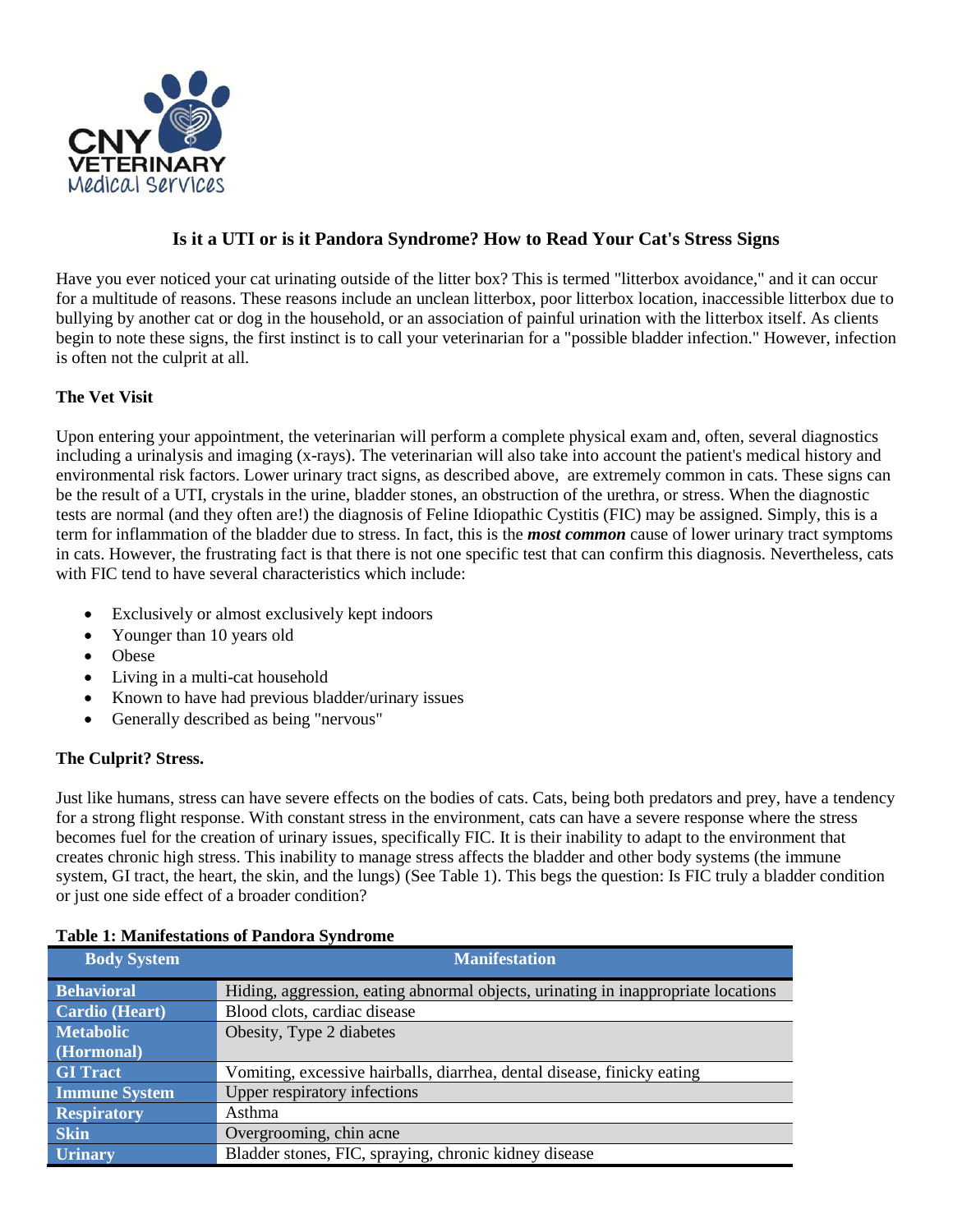CNY VETERINARY Medical Services

## Is it a UTI or is it Pandora Syndrome? How to Read Your Cat's Stress Signs

Have you ever noticed your cat urinating outside of the litter box? This is termed "litterbox avoidance," and it can occur for a multitude of reasons. These reasons include an unclean litterbox, poor litterbox location, inaccessible litterbox due to bullying by another cat or dog in the household, or an association of painful urination with the litterbox itself. As clients begin to note these signs, the first instinct is to call your veterinarian for a "possible bladder infection." However, infection is often not the culprit at all.

### The Vet Visit

Upon entering your appointment, the veterinarian will perform a complete physical exam and, often, several diagnostics including a urinalysis and imaging (x-rays). The veterinarian will also take into account the patient's medical history and environmental risk factors. Lower urinary tract signs, as described above, are extremely common in cats. These signs can be the result of a UTI, crystals in the urine, bladder stones, an obstruction of the urethra, or stress. When the diagnostic tests are normal (and they often are!) the diagnosis of Feline Idiopathic Cystitis (FIC) may be assigned. Simply, this is a term for inflammation of the bladder due to stress. In fact, this is the ***most common*** cause of lower urinary tract symptoms in cats. However, the frustrating fact is that there is not one specific test that can confirm this diagnosis. Nevertheless, cats with FIC tend to have several characteristics which include:

- Exclusively or almost exclusively kept indoors
- Younger than 10 years old
- Obese
- Living in a multi-cat household
- Known to have had previous bladder/urinary issues
- Generally described as being "nervous"

### The Culprit? Stress.

Just like humans, stress can have severe effects on the bodies of cats. Cats, being both predators and prey, have a tendency for a strong flight response. With constant stress in the environment, cats can have a severe response where the stress becomes fuel for the creation of urinary issues, specifically FIC. It is their inability to adapt to the environment that creates chronic high stress. This inability to manage stress affects the bladder and other body systems (the immune system, GI tract, the heart, the skin, and the lungs) (See Table 1). This begs the question: Is FIC truly a bladder condition or just one side effect of a broader condition?

**Table 1: Manifestations of Pandora Syndrome**

| Body System | Manifestation |
| --- | --- |
| Behavioral | Hiding, aggression, eating abnormal objects, urinating in inappropriate locations |
| Cardio (Heart) | Blood clots, cardiac disease |
| Metabolic (Hormonal) | Obesity, Type 2 diabetes |
| GI Tract | Vomiting, excessive hairballs, diarrhea, dental disease, finicky eating |
| Immune System | Upper respiratory infections |
| Respiratory | Asthma |
| Skin | Overgrooming, chin acne |
| Urinary | Bladder stones, FIC, spraying, chronic kidney disease |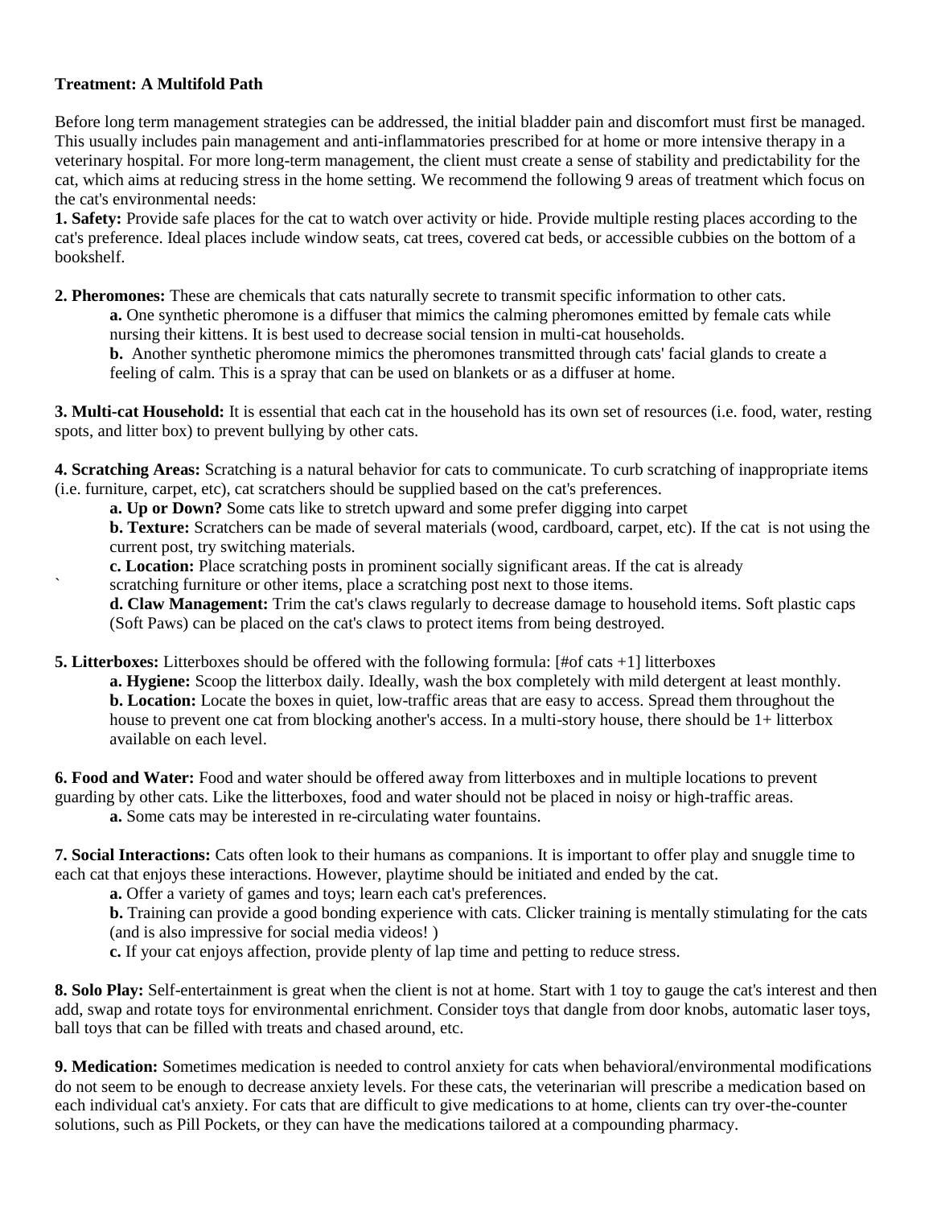**Treatment: A Multifold Path**

Before long term management strategies can be addressed, the initial bladder pain and discomfort must first be managed. This usually includes pain management and anti-inflammatories prescribed for at home or more intensive therapy in a veterinary hospital. For more long-term management, the client must create a sense of stability and predictability for the cat, which aims at reducing stress in the home setting. We recommend the following 9 areas of treatment which focus on the cat's environmental needs:

**1. Safety:** Provide safe places for the cat to watch over activity or hide. Provide multiple resting places according to the cat's preference. Ideal places include window seats, cat trees, covered cat beds, or accessible cubbies on the bottom of a bookshelf.

**2. Pheromones:** These are chemicals that cats naturally secrete to transmit specific information to other cats.

> **a.** One synthetic pheromone is a diffuser that mimics the calming pheromones emitted by female cats while nursing their kittens. It is best used to decrease social tension in multi-cat households.
>
> **b.** Another synthetic pheromone mimics the pheromones transmitted through cats' facial glands to create a feeling of calm. This is a spray that can be used on blankets or as a diffuser at home.

**3. Multi-cat Household:** It is essential that each cat in the household has its own set of resources (i.e. food, water, resting spots, and litter box) to prevent bullying by other cats.

**4. Scratching Areas:** Scratching is a natural behavior for cats to communicate. To curb scratching of inappropriate items (i.e. furniture, carpet, etc), cat scratchers should be supplied based on the cat's preferences.

> **a. Up or Down?** Some cats like to stretch upward and some prefer digging into carpet
>
> **b. Texture:** Scratchers can be made of several materials (wood, cardboard, carpet, etc). If the cat is not using the current post, try switching materials.
>
> **c. Location:** Place scratching posts in prominent socially significant areas. If the cat is already scratching furniture or other items, place a scratching post next to those items.
>
> **d. Claw Management:** Trim the cat's claws regularly to decrease damage to household items. Soft plastic caps (Soft Paws) can be placed on the cat's claws to protect items from being destroyed.

**5. Litterboxes:** Litterboxes should be offered with the following formula: [#of cats +1] litterboxes

> **a. Hygiene:** Scoop the litterbox daily. Ideally, wash the box completely with mild detergent at least monthly.
>
> **b. Location:** Locate the boxes in quiet, low-traffic areas that are easy to access. Spread them throughout the house to prevent one cat from blocking another's access. In a multi-story house, there should be 1+ litterbox available on each level.

**6. Food and Water:** Food and water should be offered away from litterboxes and in multiple locations to prevent guarding by other cats. Like the litterboxes, food and water should not be placed in noisy or high-traffic areas.

> **a.** Some cats may be interested in re-circulating water fountains.

**7. Social Interactions:** Cats often look to their humans as companions. It is important to offer play and snuggle time to each cat that enjoys these interactions. However, playtime should be initiated and ended by the cat.

> **a.** Offer a variety of games and toys; learn each cat's preferences.
>
> **b.** Training can provide a good bonding experience with cats. Clicker training is mentally stimulating for the cats (and is also impressive for social media videos! )
>
> **c.** If your cat enjoys affection, provide plenty of lap time and petting to reduce stress.

**8. Solo Play:** Self-entertainment is great when the client is not at home. Start with 1 toy to gauge the cat's interest and then add, swap and rotate toys for environmental enrichment. Consider toys that dangle from door knobs, automatic laser toys, ball toys that can be filled with treats and chased around, etc.

**9. Medication:** Sometimes medication is needed to control anxiety for cats when behavioral/environmental modifications do not seem to be enough to decrease anxiety levels. For these cats, the veterinarian will prescribe a medication based on each individual cat's anxiety. For cats that are difficult to give medications to at home, clients can try over-the-counter solutions, such as Pill Pockets, or they can have the medications tailored at a compounding pharmacy.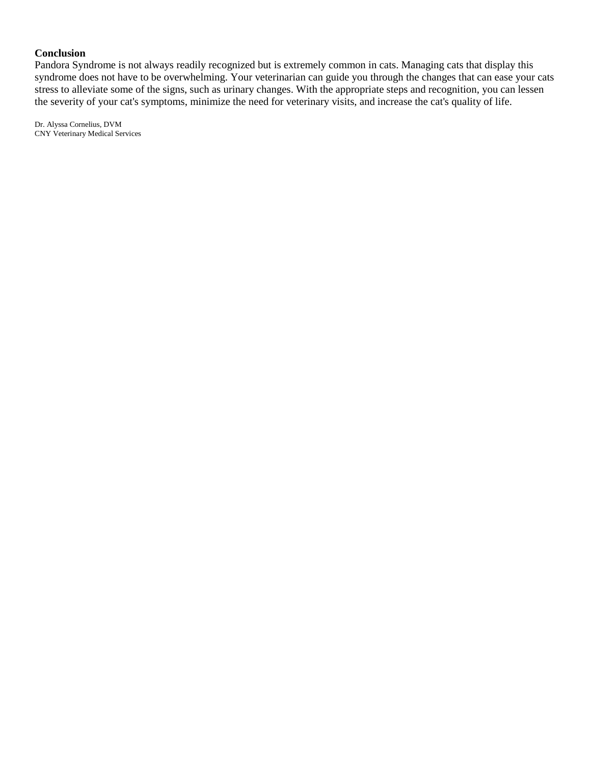**Conclusion**

Pandora Syndrome is not always readily recognized but is extremely common in cats. Managing cats that display this syndrome does not have to be overwhelming. Your veterinarian can guide you through the changes that can ease your cats stress to alleviate some of the signs, such as urinary changes. With the appropriate steps and recognition, you can lessen the severity of your cat's symptoms, minimize the need for veterinary visits, and increase the cat's quality of life.

Dr. Alyssa Cornelius, DVM
CNY Veterinary Medical Services